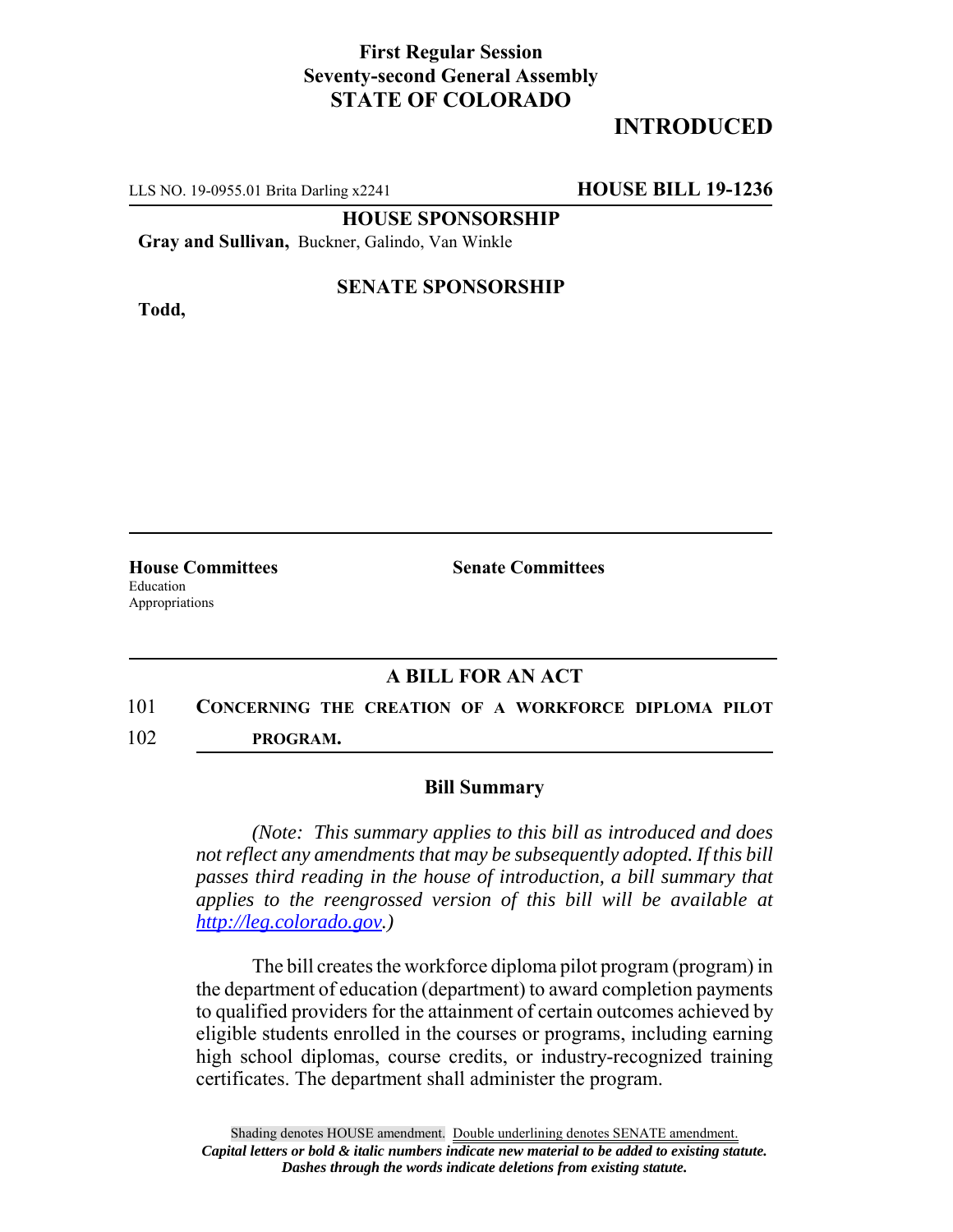**First Regular Session**
**Seventy-second General Assembly**
**STATE OF COLORADO**

# INTRODUCTED

LLS NO. 19-0955.01 Brita Darling x2241 **HOUSE BILL 19-1236**

**HOUSE SPONSORSHIP**

**Gray and Sullivan,** Buckner, Galindo, Van Winkle

**SENATE SPONSORSHIP**

**Todd,**

**House Committees**
Education
Appropriations

**Senate Committees**

## A BILL FOR AN ACT

101 **CONCERNING THE CREATION OF A WORKFORCE DIPLOMA PILOT**
102 **PROGRAM.**

### Bill Summary

*(Note: This summary applies to this bill as introduced and does not reflect any amendments that may be subsequently adopted. If this bill passes third reading in the house of introduction, a bill summary that applies to the reengrossed version of this bill will be available at http://leg.colorado.gov.)*

The bill creates the workforce diploma pilot program (program) in the department of education (department) to award completion payments to qualified providers for the attainment of certain outcomes achieved by eligible students enrolled in the courses or programs, including earning high school diplomas, course credits, or industry-recognized training certificates. The department shall administer the program.

Shading denotes HOUSE amendment. Double underlining denotes SENATE amendment.
*Capital letters or bold & italic numbers indicate new material to be added to existing statute.*
*Dashes through the words indicate deletions from existing statute.*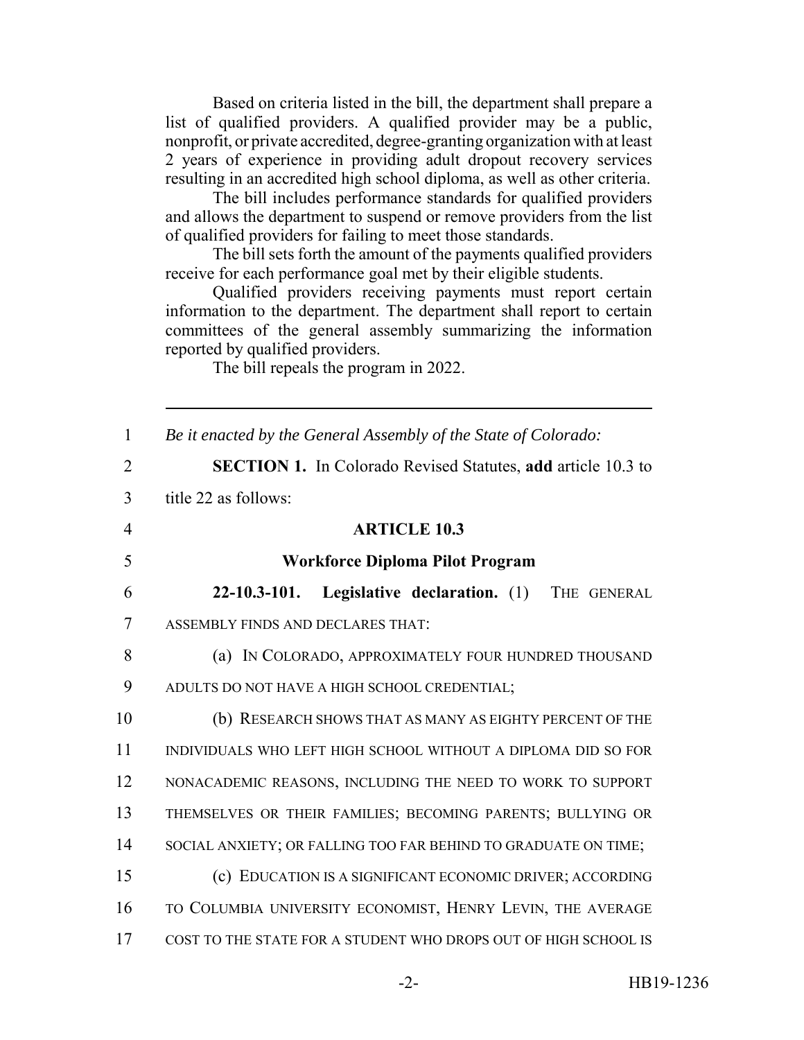Based on criteria listed in the bill, the department shall prepare a list of qualified providers. A qualified provider may be a public, nonprofit, or private accredited, degree-granting organization with at least 2 years of experience in providing adult dropout recovery services resulting in an accredited high school diploma, as well as other criteria.

The bill includes performance standards for qualified providers and allows the department to suspend or remove providers from the list of qualified providers for failing to meet those standards.

The bill sets forth the amount of the payments qualified providers receive for each performance goal met by their eligible students.

Qualified providers receiving payments must report certain information to the department. The department shall report to certain committees of the general assembly summarizing the information reported by qualified providers.

The bill repeals the program in 2022.

---

1 *Be it enacted by the General Assembly of the State of Colorado:*

2 **SECTION 1.** In Colorado Revised Statutes, **add** article 10.3 to

3 title 22 as follows:

4 **ARTICLE 10.3**

5 **Workforce Diploma Pilot Program**

6 **22-10.3-101. Legislative declaration.** (1) THE GENERAL

7 ASSEMBLY FINDS AND DECLARES THAT:

8 (a) IN COLORADO, APPROXIMATELY FOUR HUNDRED THOUSAND

9 ADULTS DO NOT HAVE A HIGH SCHOOL CREDENTIAL;

10 (b) RESEARCH SHOWS THAT AS MANY AS EIGHTY PERCENT OF THE

11 INDIVIDUALS WHO LEFT HIGH SCHOOL WITHOUT A DIPLOMA DID SO FOR

12 NONACADEMIC REASONS, INCLUDING THE NEED TO WORK TO SUPPORT

13 THEMSELVES OR THEIR FAMILIES; BECOMING PARENTS; BULLYING OR

14 SOCIAL ANXIETY; OR FALLING TOO FAR BEHIND TO GRADUATE ON TIME;

15 (c) EDUCATION IS A SIGNIFICANT ECONOMIC DRIVER; ACCORDING

16 TO COLUMBIA UNIVERSITY ECONOMIST, HENRY LEVIN, THE AVERAGE

17 COST TO THE STATE FOR A STUDENT WHO DROPS OUT OF HIGH SCHOOL IS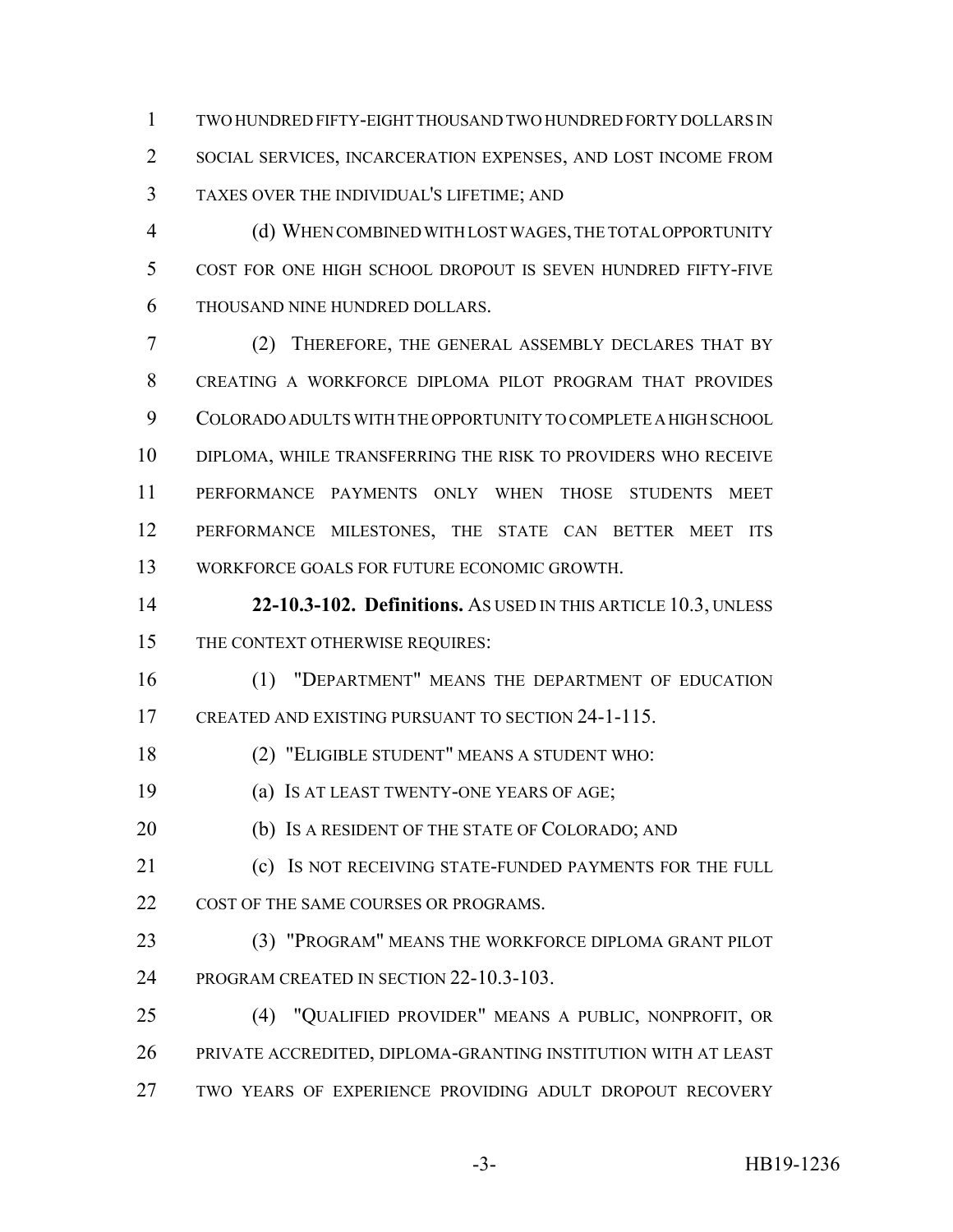TWO HUNDRED FIFTY-EIGHT THOUSAND TWO HUNDRED FORTY DOLLARS IN SOCIAL SERVICES, INCARCERATION EXPENSES, AND LOST INCOME FROM TAXES OVER THE INDIVIDUAL'S LIFETIME; AND

(d) WHEN COMBINED WITH LOST WAGES, THE TOTAL OPPORTUNITY COST FOR ONE HIGH SCHOOL DROPOUT IS SEVEN HUNDRED FIFTY-FIVE THOUSAND NINE HUNDRED DOLLARS.

(2) THEREFORE, THE GENERAL ASSEMBLY DECLARES THAT BY CREATING A WORKFORCE DIPLOMA PILOT PROGRAM THAT PROVIDES COLORADO ADULTS WITH THE OPPORTUNITY TO COMPLETE A HIGH SCHOOL DIPLOMA, WHILE TRANSFERRING THE RISK TO PROVIDERS WHO RECEIVE PERFORMANCE PAYMENTS ONLY WHEN THOSE STUDENTS MEET PERFORMANCE MILESTONES, THE STATE CAN BETTER MEET ITS WORKFORCE GOALS FOR FUTURE ECONOMIC GROWTH.

**22-10.3-102. Definitions.** AS USED IN THIS ARTICLE 10.3, UNLESS THE CONTEXT OTHERWISE REQUIRES:

(1) "DEPARTMENT" MEANS THE DEPARTMENT OF EDUCATION CREATED AND EXISTING PURSUANT TO SECTION 24-1-115.

(2) "ELIGIBLE STUDENT" MEANS A STUDENT WHO:

(a) IS AT LEAST TWENTY-ONE YEARS OF AGE;

(b) IS A RESIDENT OF THE STATE OF COLORADO; AND

(c) IS NOT RECEIVING STATE-FUNDED PAYMENTS FOR THE FULL COST OF THE SAME COURSES OR PROGRAMS.

(3) "PROGRAM" MEANS THE WORKFORCE DIPLOMA GRANT PILOT PROGRAM CREATED IN SECTION 22-10.3-103.

(4) "QUALIFIED PROVIDER" MEANS A PUBLIC, NONPROFIT, OR PRIVATE ACCREDITED, DIPLOMA-GRANTING INSTITUTION WITH AT LEAST TWO YEARS OF EXPERIENCE PROVIDING ADULT DROPOUT RECOVERY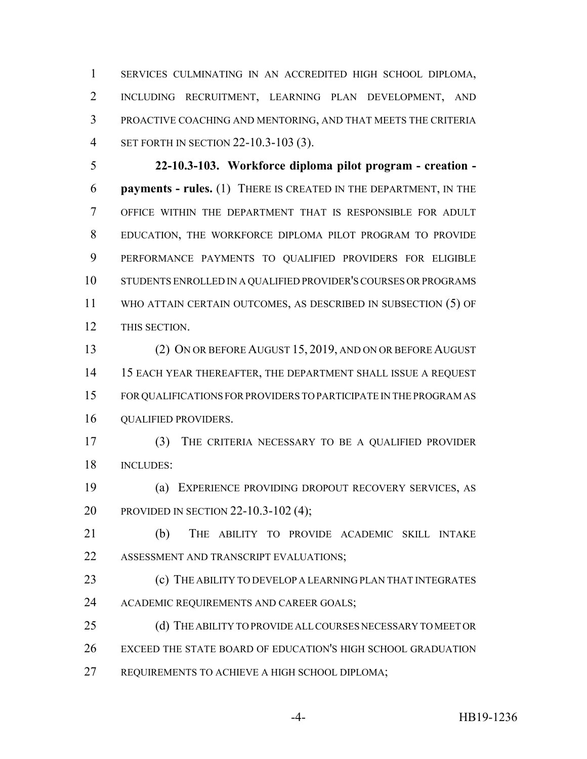SERVICES CULMINATING IN AN ACCREDITED HIGH SCHOOL DIPLOMA, INCLUDING RECRUITMENT, LEARNING PLAN DEVELOPMENT, AND PROACTIVE COACHING AND MENTORING, AND THAT MEETS THE CRITERIA SET FORTH IN SECTION 22-10.3-103 (3).

**22-10.3-103. Workforce diploma pilot program - creation - payments - rules.** (1) THERE IS CREATED IN THE DEPARTMENT, IN THE OFFICE WITHIN THE DEPARTMENT THAT IS RESPONSIBLE FOR ADULT EDUCATION, THE WORKFORCE DIPLOMA PILOT PROGRAM TO PROVIDE PERFORMANCE PAYMENTS TO QUALIFIED PROVIDERS FOR ELIGIBLE STUDENTS ENROLLED IN A QUALIFIED PROVIDER'S COURSES OR PROGRAMS WHO ATTAIN CERTAIN OUTCOMES, AS DESCRIBED IN SUBSECTION (5) OF THIS SECTION.

(2) ON OR BEFORE AUGUST 15, 2019, AND ON OR BEFORE AUGUST 15 EACH YEAR THEREAFTER, THE DEPARTMENT SHALL ISSUE A REQUEST FOR QUALIFICATIONS FOR PROVIDERS TO PARTICIPATE IN THE PROGRAM AS QUALIFIED PROVIDERS.

(3) THE CRITERIA NECESSARY TO BE A QUALIFIED PROVIDER INCLUDES:

(a) EXPERIENCE PROVIDING DROPOUT RECOVERY SERVICES, AS PROVIDED IN SECTION 22-10.3-102 (4);

(b) THE ABILITY TO PROVIDE ACADEMIC SKILL INTAKE ASSESSMENT AND TRANSCRIPT EVALUATIONS;

(c) THE ABILITY TO DEVELOP A LEARNING PLAN THAT INTEGRATES ACADEMIC REQUIREMENTS AND CAREER GOALS;

(d) THE ABILITY TO PROVIDE ALL COURSES NECESSARY TO MEET OR EXCEED THE STATE BOARD OF EDUCATION'S HIGH SCHOOL GRADUATION REQUIREMENTS TO ACHIEVE A HIGH SCHOOL DIPLOMA;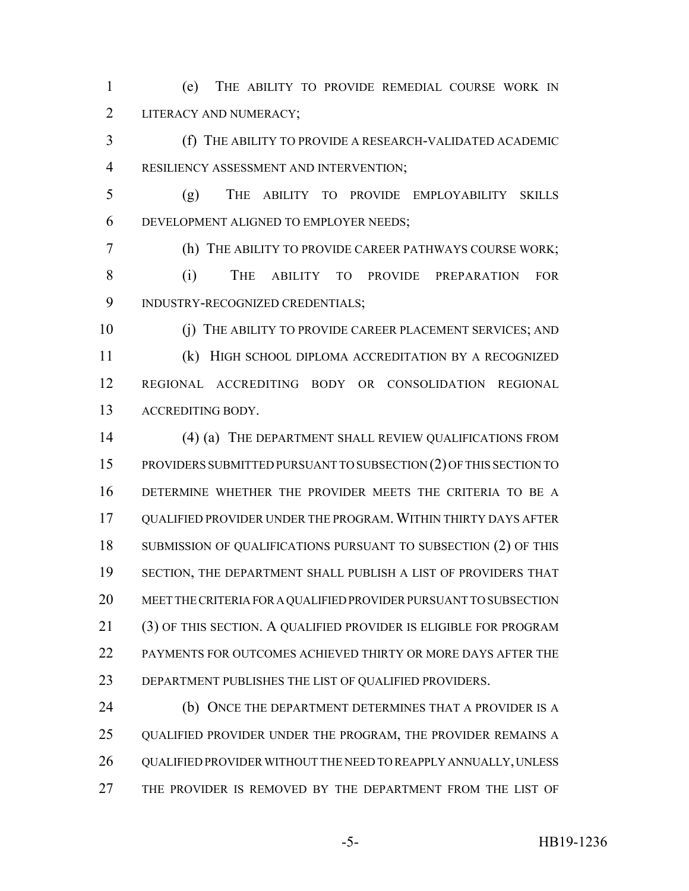(e) THE ABILITY TO PROVIDE REMEDIAL COURSE WORK IN LITERACY AND NUMERACY;

(f) THE ABILITY TO PROVIDE A RESEARCH-VALIDATED ACADEMIC RESILIENCY ASSESSMENT AND INTERVENTION;

(g) THE ABILITY TO PROVIDE EMPLOYABILITY SKILLS DEVELOPMENT ALIGNED TO EMPLOYER NEEDS;

(h) THE ABILITY TO PROVIDE CAREER PATHWAYS COURSE WORK;

(i) THE ABILITY TO PROVIDE PREPARATION FOR INDUSTRY-RECOGNIZED CREDENTIALS;

(j) THE ABILITY TO PROVIDE CAREER PLACEMENT SERVICES; AND

(k) HIGH SCHOOL DIPLOMA ACCREDITATION BY A RECOGNIZED REGIONAL ACCREDITING BODY OR CONSOLIDATION REGIONAL ACCREDITING BODY.

(4) (a) THE DEPARTMENT SHALL REVIEW QUALIFICATIONS FROM PROVIDERS SUBMITTED PURSUANT TO SUBSECTION (2) OF THIS SECTION TO DETERMINE WHETHER THE PROVIDER MEETS THE CRITERIA TO BE A QUALIFIED PROVIDER UNDER THE PROGRAM. WITHIN THIRTY DAYS AFTER SUBMISSION OF QUALIFICATIONS PURSUANT TO SUBSECTION (2) OF THIS SECTION, THE DEPARTMENT SHALL PUBLISH A LIST OF PROVIDERS THAT MEET THE CRITERIA FOR A QUALIFIED PROVIDER PURSUANT TO SUBSECTION (3) OF THIS SECTION. A QUALIFIED PROVIDER IS ELIGIBLE FOR PROGRAM PAYMENTS FOR OUTCOMES ACHIEVED THIRTY OR MORE DAYS AFTER THE DEPARTMENT PUBLISHES THE LIST OF QUALIFIED PROVIDERS.

(b) ONCE THE DEPARTMENT DETERMINES THAT A PROVIDER IS A QUALIFIED PROVIDER UNDER THE PROGRAM, THE PROVIDER REMAINS A QUALIFIED PROVIDER WITHOUT THE NEED TO REAPPLY ANNUALLY, UNLESS THE PROVIDER IS REMOVED BY THE DEPARTMENT FROM THE LIST OF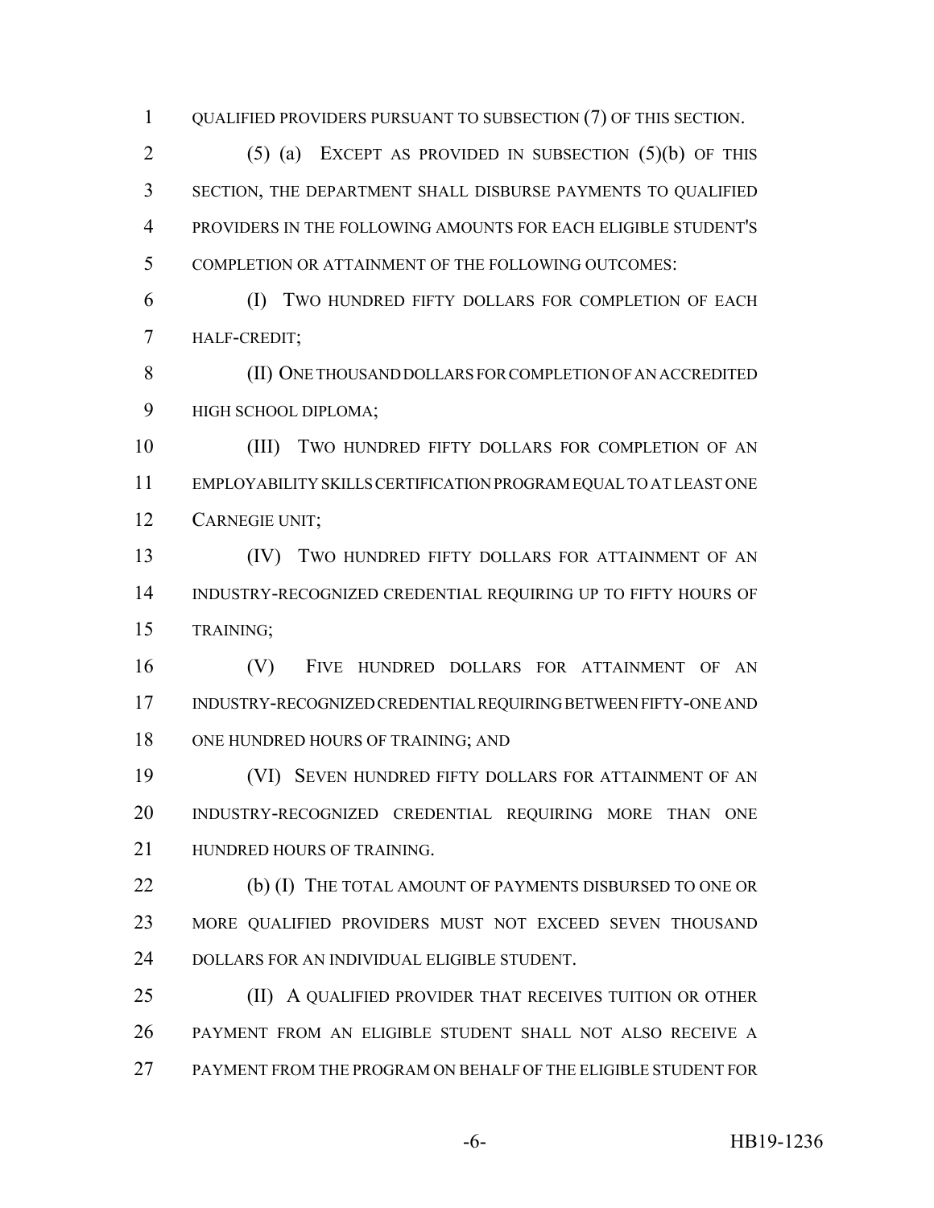QUALIFIED PROVIDERS PURSUANT TO SUBSECTION (7) OF THIS SECTION.

(5) (a) EXCEPT AS PROVIDED IN SUBSECTION (5)(b) OF THIS SECTION, THE DEPARTMENT SHALL DISBURSE PAYMENTS TO QUALIFIED PROVIDERS IN THE FOLLOWING AMOUNTS FOR EACH ELIGIBLE STUDENT'S COMPLETION OR ATTAINMENT OF THE FOLLOWING OUTCOMES:

(I) TWO HUNDRED FIFTY DOLLARS FOR COMPLETION OF EACH HALF-CREDIT;

(II) ONE THOUSAND DOLLARS FOR COMPLETION OF AN ACCREDITED HIGH SCHOOL DIPLOMA;

(III) TWO HUNDRED FIFTY DOLLARS FOR COMPLETION OF AN EMPLOYABILITY SKILLS CERTIFICATION PROGRAM EQUAL TO AT LEAST ONE CARNEGIE UNIT;

(IV) TWO HUNDRED FIFTY DOLLARS FOR ATTAINMENT OF AN INDUSTRY-RECOGNIZED CREDENTIAL REQUIRING UP TO FIFTY HOURS OF TRAINING;

(V) FIVE HUNDRED DOLLARS FOR ATTAINMENT OF AN INDUSTRY-RECOGNIZED CREDENTIAL REQUIRING BETWEEN FIFTY-ONE AND ONE HUNDRED HOURS OF TRAINING; AND

(VI) SEVEN HUNDRED FIFTY DOLLARS FOR ATTAINMENT OF AN INDUSTRY-RECOGNIZED CREDENTIAL REQUIRING MORE THAN ONE HUNDRED HOURS OF TRAINING.

(b) (I) THE TOTAL AMOUNT OF PAYMENTS DISBURSED TO ONE OR MORE QUALIFIED PROVIDERS MUST NOT EXCEED SEVEN THOUSAND DOLLARS FOR AN INDIVIDUAL ELIGIBLE STUDENT.

(II) A QUALIFIED PROVIDER THAT RECEIVES TUITION OR OTHER PAYMENT FROM AN ELIGIBLE STUDENT SHALL NOT ALSO RECEIVE A PAYMENT FROM THE PROGRAM ON BEHALF OF THE ELIGIBLE STUDENT FOR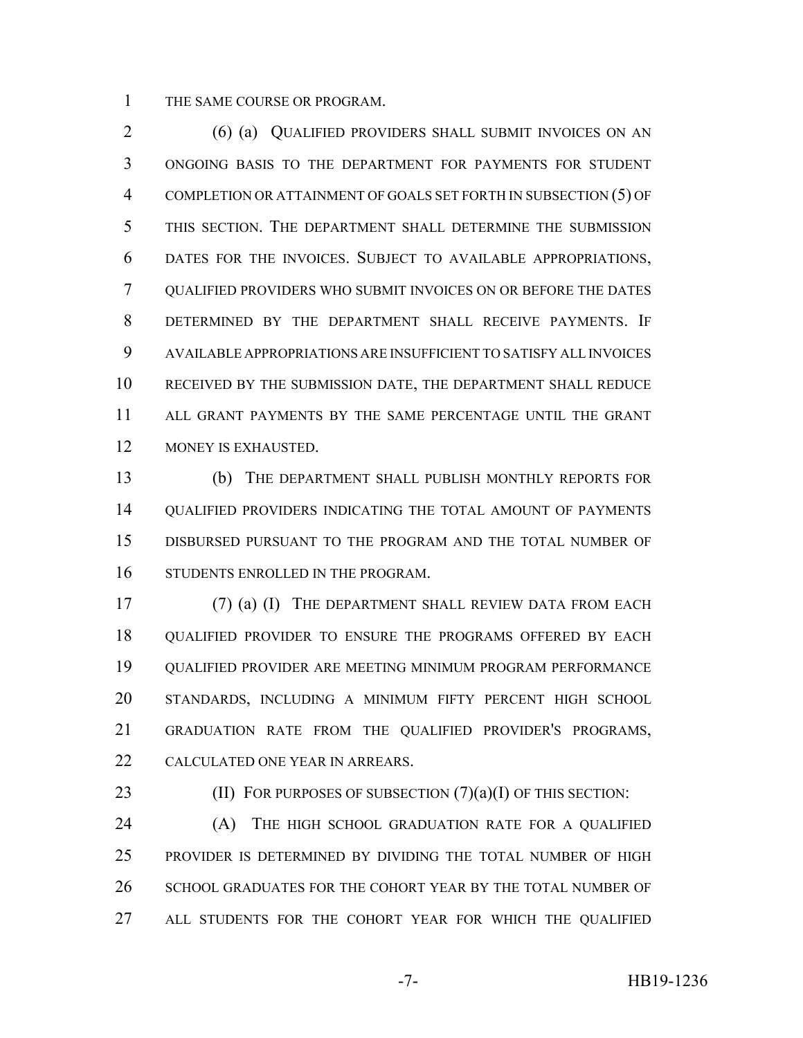THE SAME COURSE OR PROGRAM.

(6) (a) QUALIFIED PROVIDERS SHALL SUBMIT INVOICES ON AN ONGOING BASIS TO THE DEPARTMENT FOR PAYMENTS FOR STUDENT COMPLETION OR ATTAINMENT OF GOALS SET FORTH IN SUBSECTION (5) OF THIS SECTION. THE DEPARTMENT SHALL DETERMINE THE SUBMISSION DATES FOR THE INVOICES. SUBJECT TO AVAILABLE APPROPRIATIONS, QUALIFIED PROVIDERS WHO SUBMIT INVOICES ON OR BEFORE THE DATES DETERMINED BY THE DEPARTMENT SHALL RECEIVE PAYMENTS. IF AVAILABLE APPROPRIATIONS ARE INSUFFICIENT TO SATISFY ALL INVOICES RECEIVED BY THE SUBMISSION DATE, THE DEPARTMENT SHALL REDUCE ALL GRANT PAYMENTS BY THE SAME PERCENTAGE UNTIL THE GRANT MONEY IS EXHAUSTED.

(b) THE DEPARTMENT SHALL PUBLISH MONTHLY REPORTS FOR QUALIFIED PROVIDERS INDICATING THE TOTAL AMOUNT OF PAYMENTS DISBURSED PURSUANT TO THE PROGRAM AND THE TOTAL NUMBER OF STUDENTS ENROLLED IN THE PROGRAM.

(7) (a) (I) THE DEPARTMENT SHALL REVIEW DATA FROM EACH QUALIFIED PROVIDER TO ENSURE THE PROGRAMS OFFERED BY EACH QUALIFIED PROVIDER ARE MEETING MINIMUM PROGRAM PERFORMANCE STANDARDS, INCLUDING A MINIMUM FIFTY PERCENT HIGH SCHOOL GRADUATION RATE FROM THE QUALIFIED PROVIDER'S PROGRAMS, CALCULATED ONE YEAR IN ARREARS.

(II) FOR PURPOSES OF SUBSECTION (7)(a)(I) OF THIS SECTION:

(A) THE HIGH SCHOOL GRADUATION RATE FOR A QUALIFIED PROVIDER IS DETERMINED BY DIVIDING THE TOTAL NUMBER OF HIGH SCHOOL GRADUATES FOR THE COHORT YEAR BY THE TOTAL NUMBER OF ALL STUDENTS FOR THE COHORT YEAR FOR WHICH THE QUALIFIED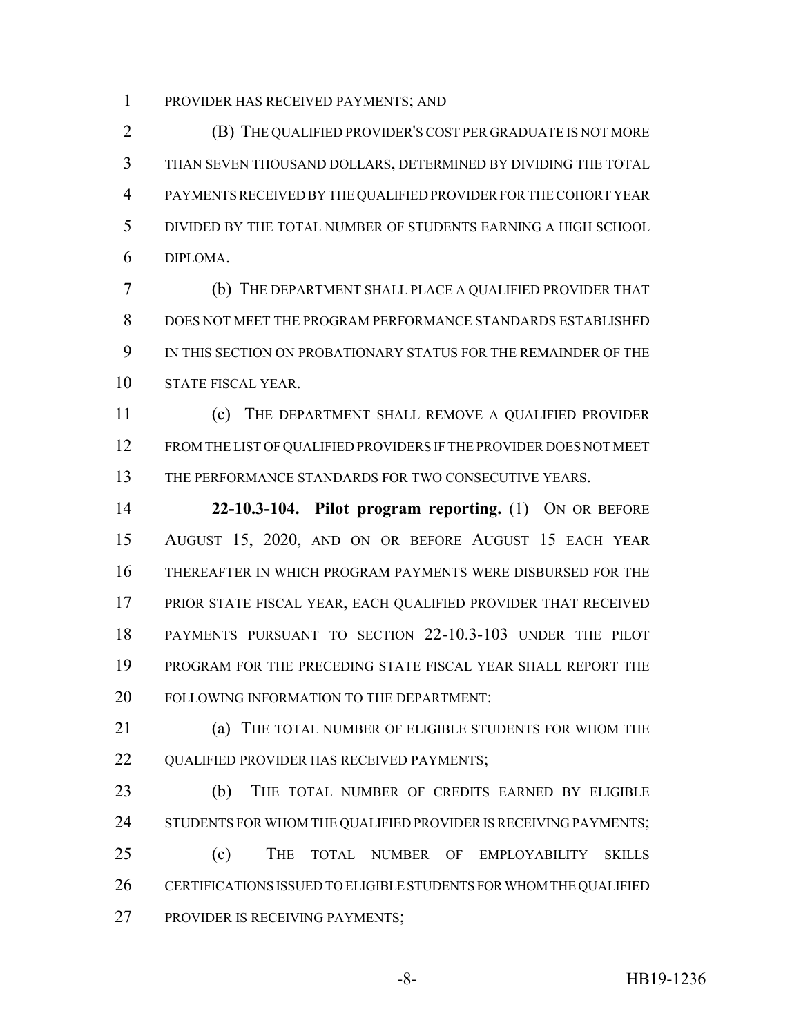PROVIDER HAS RECEIVED PAYMENTS; AND

(B) THE QUALIFIED PROVIDER'S COST PER GRADUATE IS NOT MORE THAN SEVEN THOUSAND DOLLARS, DETERMINED BY DIVIDING THE TOTAL PAYMENTS RECEIVED BY THE QUALIFIED PROVIDER FOR THE COHORT YEAR DIVIDED BY THE TOTAL NUMBER OF STUDENTS EARNING A HIGH SCHOOL DIPLOMA.

(b) THE DEPARTMENT SHALL PLACE A QUALIFIED PROVIDER THAT DOES NOT MEET THE PROGRAM PERFORMANCE STANDARDS ESTABLISHED IN THIS SECTION ON PROBATIONARY STATUS FOR THE REMAINDER OF THE STATE FISCAL YEAR.

(c) THE DEPARTMENT SHALL REMOVE A QUALIFIED PROVIDER FROM THE LIST OF QUALIFIED PROVIDERS IF THE PROVIDER DOES NOT MEET THE PERFORMANCE STANDARDS FOR TWO CONSECUTIVE YEARS.

**22-10.3-104. Pilot program reporting.** (1) ON OR BEFORE AUGUST 15, 2020, AND ON OR BEFORE AUGUST 15 EACH YEAR THEREAFTER IN WHICH PROGRAM PAYMENTS WERE DISBURSED FOR THE PRIOR STATE FISCAL YEAR, EACH QUALIFIED PROVIDER THAT RECEIVED PAYMENTS PURSUANT TO SECTION 22-10.3-103 UNDER THE PILOT PROGRAM FOR THE PRECEDING STATE FISCAL YEAR SHALL REPORT THE FOLLOWING INFORMATION TO THE DEPARTMENT:

(a) THE TOTAL NUMBER OF ELIGIBLE STUDENTS FOR WHOM THE QUALIFIED PROVIDER HAS RECEIVED PAYMENTS;

(b) THE TOTAL NUMBER OF CREDITS EARNED BY ELIGIBLE STUDENTS FOR WHOM THE QUALIFIED PROVIDER IS RECEIVING PAYMENTS;

(c) THE TOTAL NUMBER OF EMPLOYABILITY SKILLS CERTIFICATIONS ISSUED TO ELIGIBLE STUDENTS FOR WHOM THE QUALIFIED PROVIDER IS RECEIVING PAYMENTS;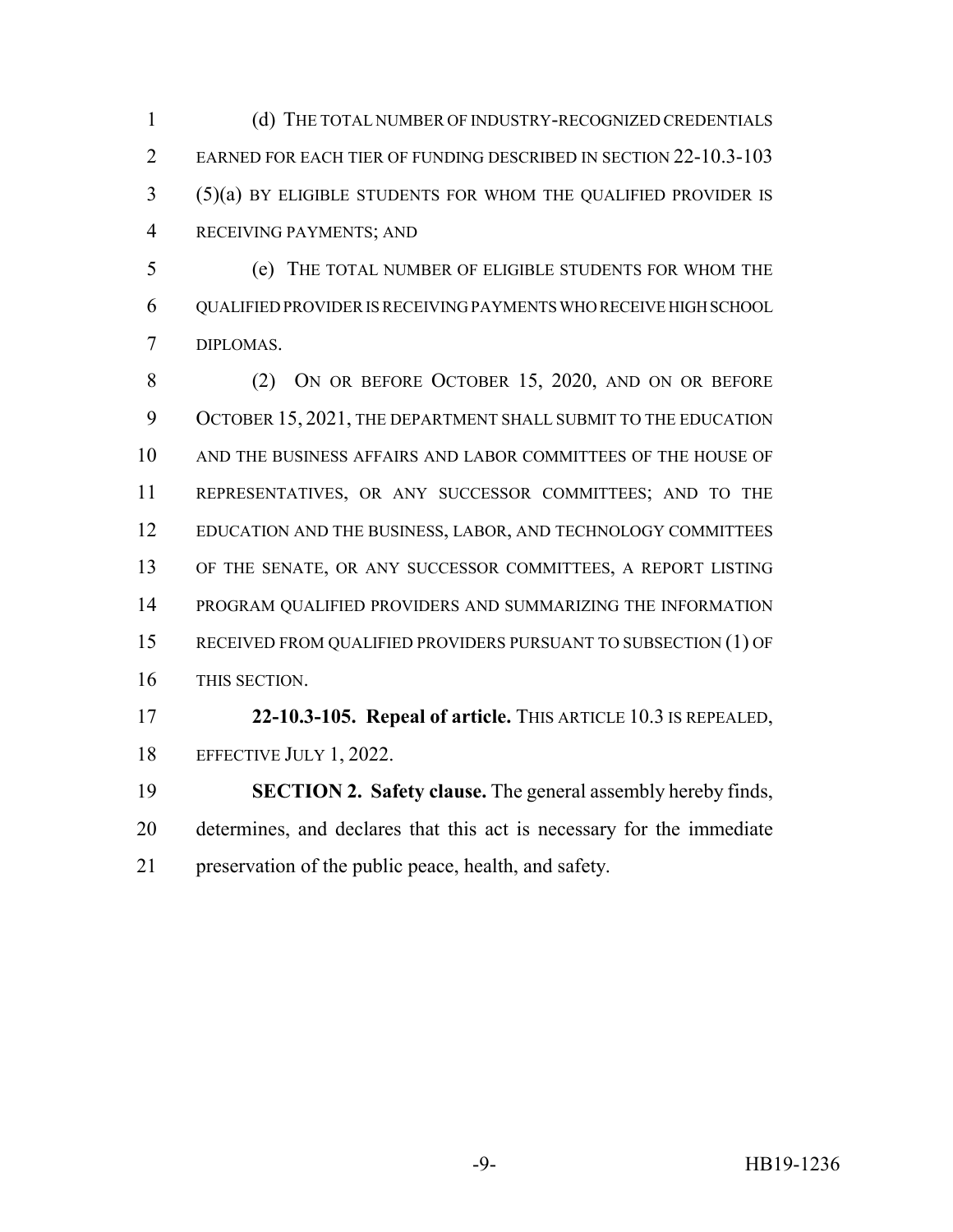(d) THE TOTAL NUMBER OF INDUSTRY-RECOGNIZED CREDENTIALS EARNED FOR EACH TIER OF FUNDING DESCRIBED IN SECTION 22-10.3-103 (5)(a) BY ELIGIBLE STUDENTS FOR WHOM THE QUALIFIED PROVIDER IS RECEIVING PAYMENTS; AND

(e) THE TOTAL NUMBER OF ELIGIBLE STUDENTS FOR WHOM THE QUALIFIED PROVIDER IS RECEIVING PAYMENTS WHO RECEIVE HIGH SCHOOL DIPLOMAS.

(2) ON OR BEFORE OCTOBER 15, 2020, AND ON OR BEFORE OCTOBER 15, 2021, THE DEPARTMENT SHALL SUBMIT TO THE EDUCATION AND THE BUSINESS AFFAIRS AND LABOR COMMITTEES OF THE HOUSE OF REPRESENTATIVES, OR ANY SUCCESSOR COMMITTEES; AND TO THE EDUCATION AND THE BUSINESS, LABOR, AND TECHNOLOGY COMMITTEES OF THE SENATE, OR ANY SUCCESSOR COMMITTEES, A REPORT LISTING PROGRAM QUALIFIED PROVIDERS AND SUMMARIZING THE INFORMATION RECEIVED FROM QUALIFIED PROVIDERS PURSUANT TO SUBSECTION (1) OF THIS SECTION.

**22-10.3-105. Repeal of article.** THIS ARTICLE 10.3 IS REPEALED, EFFECTIVE JULY 1, 2022.

**SECTION 2. Safety clause.** The general assembly hereby finds, determines, and declares that this act is necessary for the immediate preservation of the public peace, health, and safety.